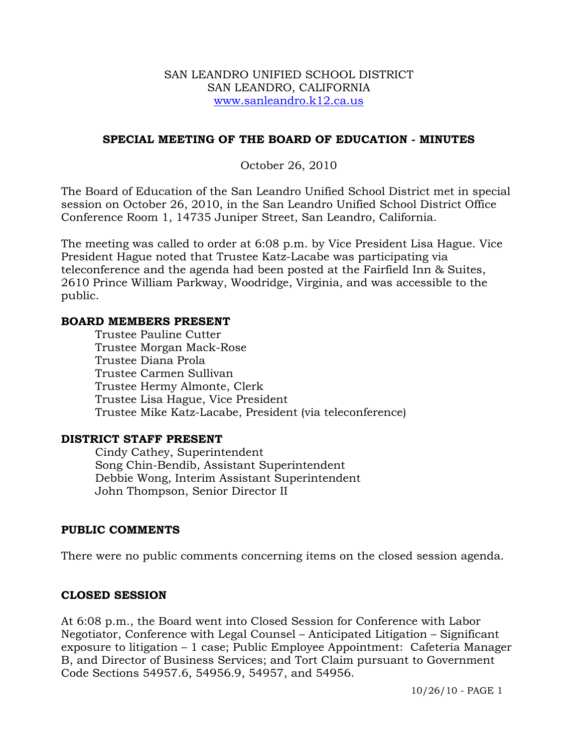SAN LEANDRO UNIFIED SCHOOL DISTRICT
SAN LEANDRO, CALIFORNIA
www.sanleandro.k12.ca.us

## SPECIAL MEETING OF THE BOARD OF EDUCATION - MINUTES

October 26, 2010

The Board of Education of the San Leandro Unified School District met in special session on October 26, 2010, in the San Leandro Unified School District Office Conference Room 1, 14735 Juniper Street, San Leandro, California.

The meeting was called to order at 6:08 p.m. by Vice President Lisa Hague. Vice President Hague noted that Trustee Katz-Lacabe was participating via teleconference and the agenda had been posted at the Fairfield Inn & Suites, 2610 Prince William Parkway, Woodridge, Virginia, and was accessible to the public.

### BOARD MEMBERS PRESENT

Trustee Pauline Cutter
Trustee Morgan Mack-Rose
Trustee Diana Prola
Trustee Carmen Sullivan
Trustee Hermy Almonte, Clerk
Trustee Lisa Hague, Vice President
Trustee Mike Katz-Lacabe, President (via teleconference)

### DISTRICT STAFF PRESENT

Cindy Cathey, Superintendent
Song Chin-Bendib, Assistant Superintendent
Debbie Wong, Interim Assistant Superintendent
John Thompson, Senior Director II

### PUBLIC COMMENTS

There were no public comments concerning items on the closed session agenda.

### CLOSED SESSION

At 6:08 p.m., the Board went into Closed Session for Conference with Labor Negotiator, Conference with Legal Counsel – Anticipated Litigation – Significant exposure to litigation – 1 case; Public Employee Appointment: Cafeteria Manager B, and Director of Business Services; and Tort Claim pursuant to Government Code Sections 54957.6, 54956.9, 54957, and 54956.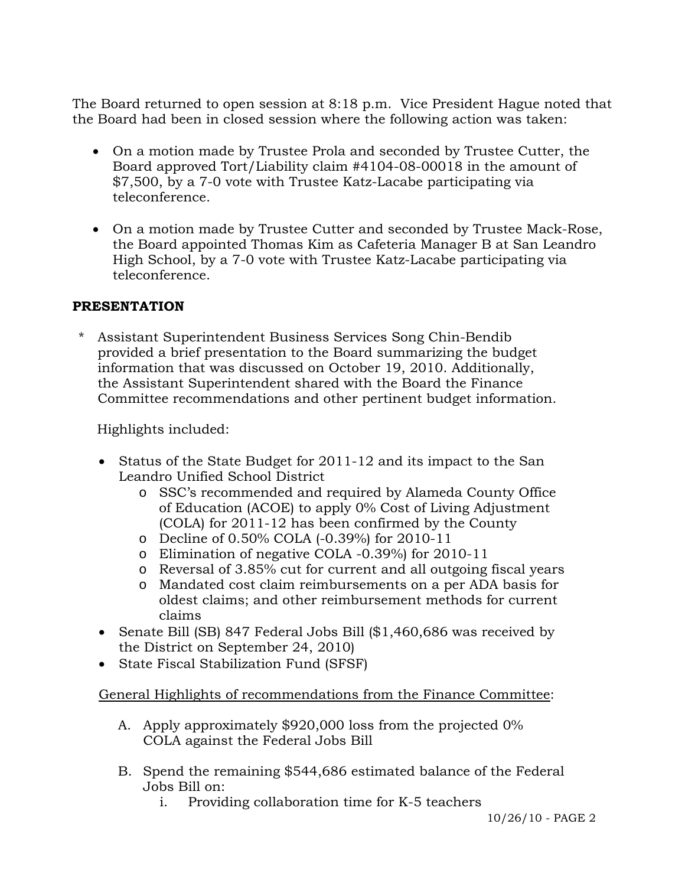The Board returned to open session at 8:18 p.m. Vice President Hague noted that the Board had been in closed session where the following action was taken:

- On a motion made by Trustee Prola and seconded by Trustee Cutter, the Board approved Tort/Liability claim #4104-08-00018 in the amount of $7,500, by a 7-0 vote with Trustee Katz-Lacabe participating via teleconference.

- On a motion made by Trustee Cutter and seconded by Trustee Mack-Rose, the Board appointed Thomas Kim as Cafeteria Manager B at San Leandro High School, by a 7-0 vote with Trustee Katz-Lacabe participating via teleconference.

## PRESENTATION

\* Assistant Superintendent Business Services Song Chin-Bendib provided a brief presentation to the Board summarizing the budget information that was discussed on October 19, 2010. Additionally, the Assistant Superintendent shared with the Board the Finance Committee recommendations and other pertinent budget information.

Highlights included:

- Status of the State Budget for 2011-12 and its impact to the San Leandro Unified School District
  - SSC's recommended and required by Alameda County Office of Education (ACOE) to apply 0% Cost of Living Adjustment (COLA) for 2011-12 has been confirmed by the County
  - Decline of 0.50% COLA (-0.39%) for 2010-11
  - Elimination of negative COLA -0.39%) for 2010-11
  - Reversal of 3.85% cut for current and all outgoing fiscal years
  - Mandated cost claim reimbursements on a per ADA basis for oldest claims; and other reimbursement methods for current claims
- Senate Bill (SB) 847 Federal Jobs Bill ($1,460,686 was received by the District on September 24, 2010)
- State Fiscal Stabilization Fund (SFSF)

<u>General Highlights of recommendations from the Finance Committee</u>:

A. Apply approximately $920,000 loss from the projected 0% COLA against the Federal Jobs Bill

B. Spend the remaining $544,686 estimated balance of the Federal Jobs Bill on:
   i. Providing collaboration time for K-5 teachers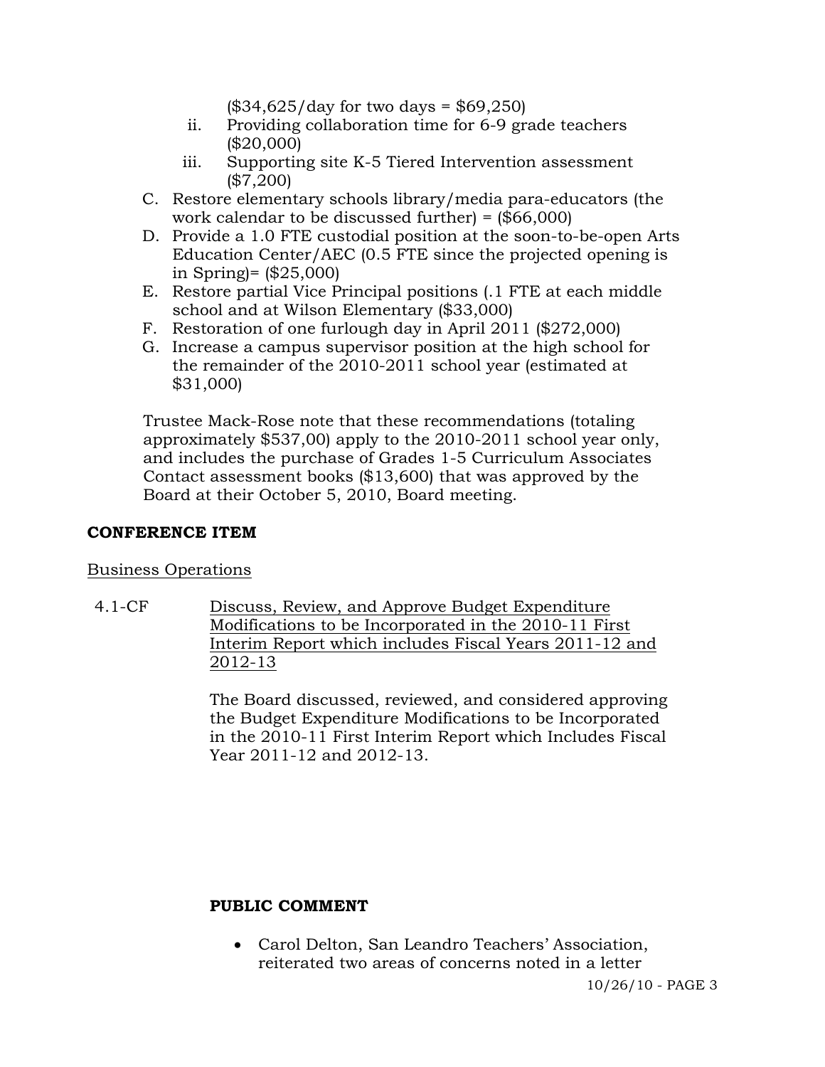($34,625/day for two days = $69,250)

ii. Providing collaboration time for 6-9 grade teachers ($20,000)

iii. Supporting site K-5 Tiered Intervention assessment ($7,200)

C. Restore elementary schools library/media para-educators (the work calendar to be discussed further) = ($66,000)

D. Provide a 1.0 FTE custodial position at the soon-to-be-open Arts Education Center/AEC (0.5 FTE since the projected opening is in Spring)= ($25,000)

E. Restore partial Vice Principal positions (.1 FTE at each middle school and at Wilson Elementary ($33,000)

F. Restoration of one furlough day in April 2011 ($272,000)

G. Increase a campus supervisor position at the high school for the remainder of the 2010-2011 school year (estimated at $31,000)

Trustee Mack-Rose note that these recommendations (totaling approximately $537,00) apply to the 2010-2011 school year only, and includes the purchase of Grades 1-5 Curriculum Associates Contact assessment books ($13,600) that was approved by the Board at their October 5, 2010, Board meeting.

**CONFERENCE ITEM**

Business Operations

4.1-CF Discuss, Review, and Approve Budget Expenditure Modifications to be Incorporated in the 2010-11 First Interim Report which includes Fiscal Years 2011-12 and 2012-13

The Board discussed, reviewed, and considered approving the Budget Expenditure Modifications to be Incorporated in the 2010-11 First Interim Report which Includes Fiscal Year 2011-12 and 2012-13.

**PUBLIC COMMENT**

- Carol Delton, San Leandro Teachers' Association, reiterated two areas of concerns noted in a letter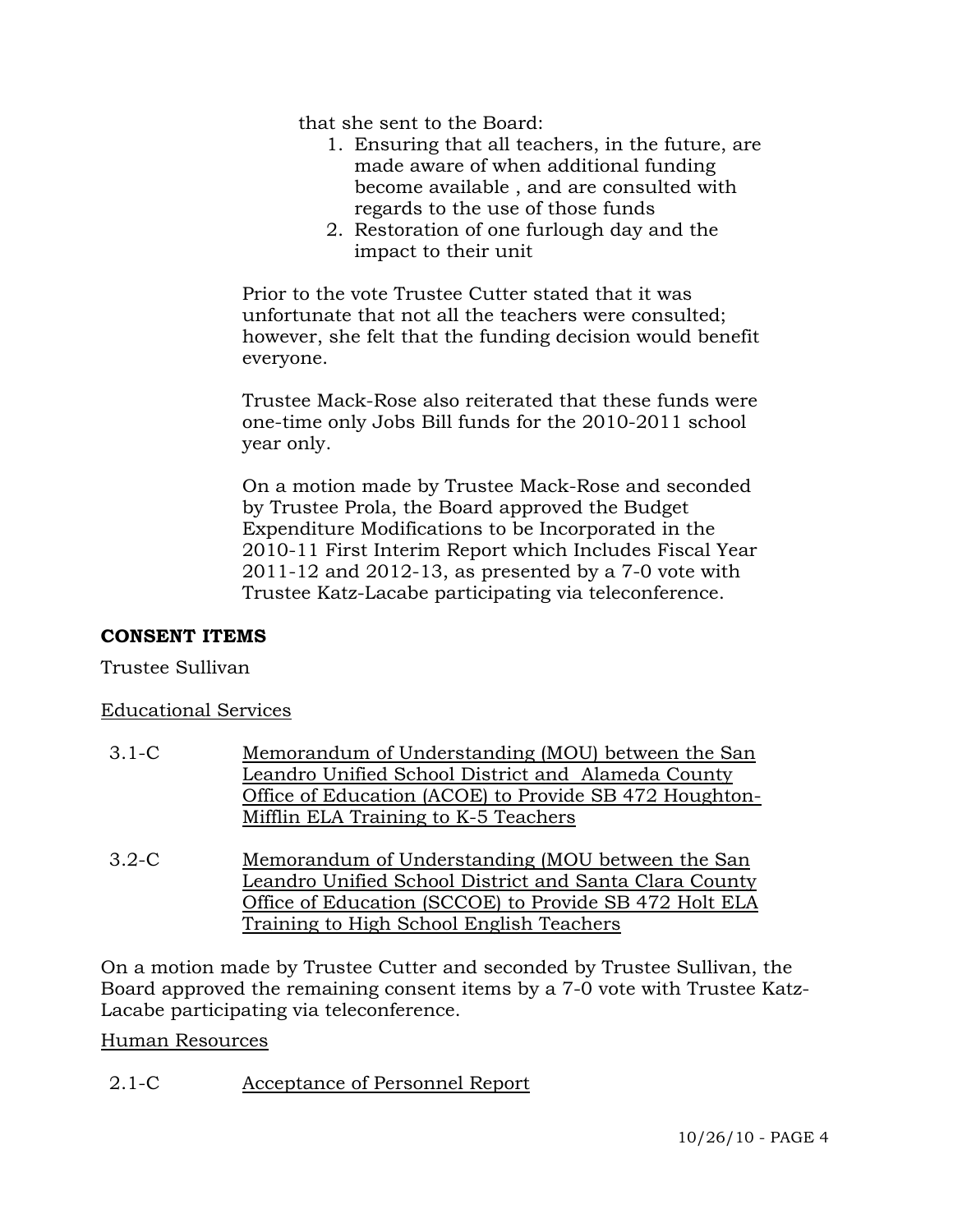that she sent to the Board:

1. Ensuring that all teachers, in the future, are made aware of when additional funding become available , and are consulted with regards to the use of those funds
2. Restoration of one furlough day and the impact to their unit

Prior to the vote Trustee Cutter stated that it was unfortunate that not all the teachers were consulted; however, she felt that the funding decision would benefit everyone.

Trustee Mack-Rose also reiterated that these funds were one-time only Jobs Bill funds for the 2010-2011 school year only.

On a motion made by Trustee Mack-Rose and seconded by Trustee Prola, the Board approved the Budget Expenditure Modifications to be Incorporated in the 2010-11 First Interim Report which Includes Fiscal Year 2011-12 and 2012-13, as presented by a 7-0 vote with Trustee Katz-Lacabe participating via teleconference.

**CONSENT ITEMS**

Trustee Sullivan

Educational Services

3.1-C Memorandum of Understanding (MOU) between the San Leandro Unified School District and Alameda County Office of Education (ACOE) to Provide SB 472 Houghton-Mifflin ELA Training to K-5 Teachers

3.2-C Memorandum of Understanding (MOU between the San Leandro Unified School District and Santa Clara County Office of Education (SCCOE) to Provide SB 472 Holt ELA Training to High School English Teachers

On a motion made by Trustee Cutter and seconded by Trustee Sullivan, the Board approved the remaining consent items by a 7-0 vote with Trustee Katz-Lacabe participating via teleconference.

Human Resources

2.1-C Acceptance of Personnel Report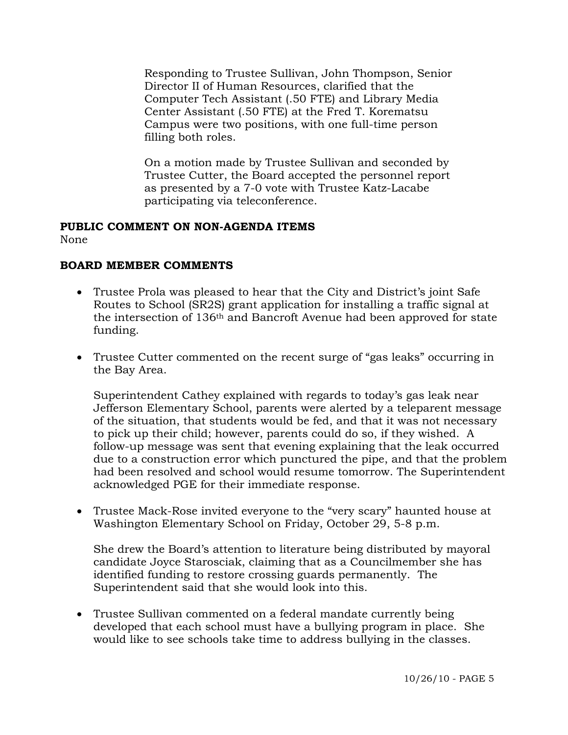Responding to Trustee Sullivan, John Thompson, Senior Director II of Human Resources, clarified that the Computer Tech Assistant (.50 FTE) and Library Media Center Assistant (.50 FTE) at the Fred T. Korematsu Campus were two positions, with one full-time person filling both roles.

On a motion made by Trustee Sullivan and seconded by Trustee Cutter, the Board accepted the personnel report as presented by a 7-0 vote with Trustee Katz-Lacabe participating via teleconference.

**PUBLIC COMMENT ON NON-AGENDA ITEMS**

None

**BOARD MEMBER COMMENTS**

- Trustee Prola was pleased to hear that the City and District's joint Safe Routes to School (SR2S) grant application for installing a traffic signal at the intersection of 136th and Bancroft Avenue had been approved for state funding.

- Trustee Cutter commented on the recent surge of "gas leaks" occurring in the Bay Area.

  Superintendent Cathey explained with regards to today's gas leak near Jefferson Elementary School, parents were alerted by a teleparent message of the situation, that students would be fed, and that it was not necessary to pick up their child; however, parents could do so, if they wished. A follow-up message was sent that evening explaining that the leak occurred due to a construction error which punctured the pipe, and that the problem had been resolved and school would resume tomorrow. The Superintendent acknowledged PGE for their immediate response.

- Trustee Mack-Rose invited everyone to the "very scary" haunted house at Washington Elementary School on Friday, October 29, 5-8 p.m.

  She drew the Board's attention to literature being distributed by mayoral candidate Joyce Starosciak, claiming that as a Councilmember she has identified funding to restore crossing guards permanently. The Superintendent said that she would look into this.

- Trustee Sullivan commented on a federal mandate currently being developed that each school must have a bullying program in place. She would like to see schools take time to address bullying in the classes.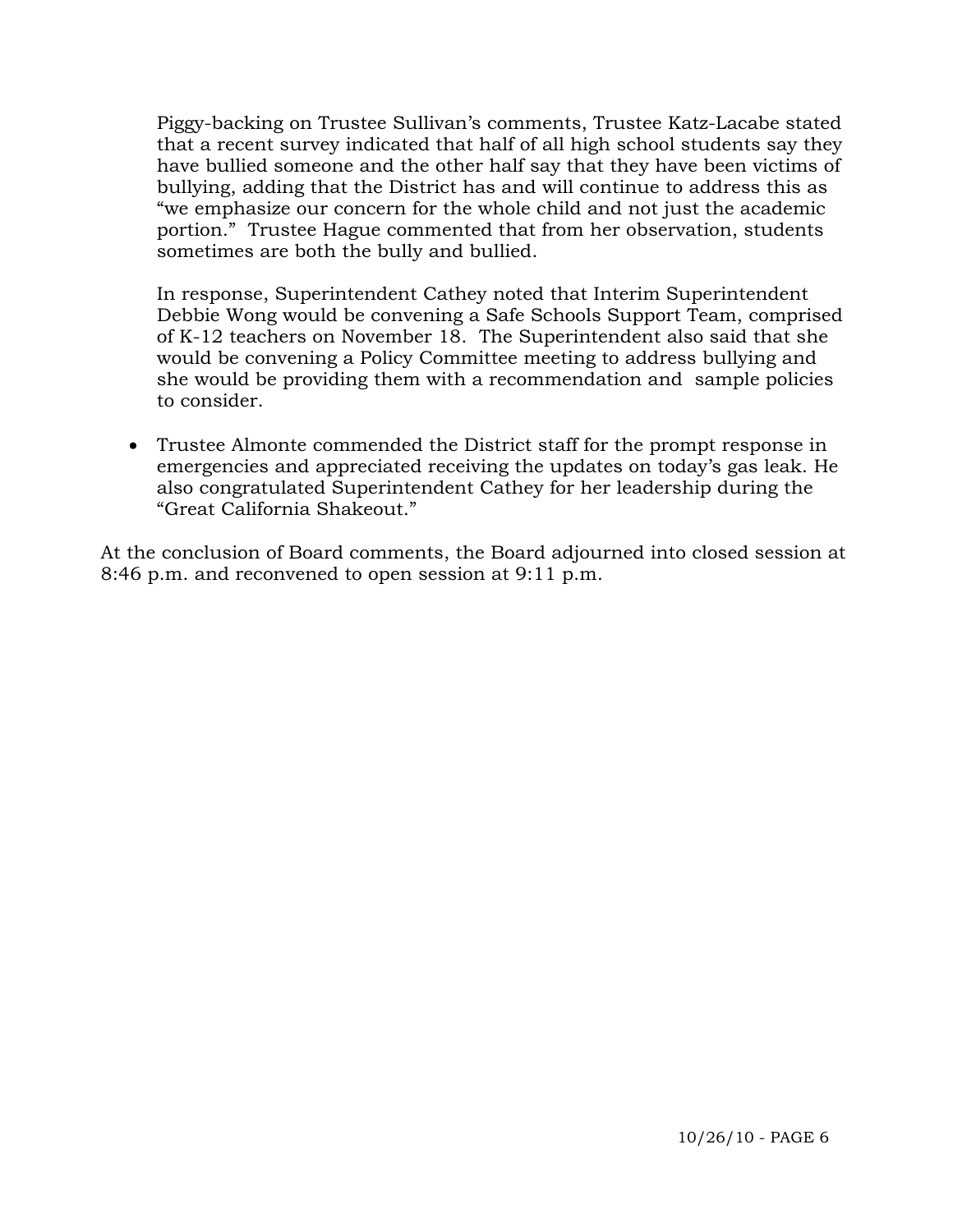Piggy-backing on Trustee Sullivan's comments, Trustee Katz-Lacabe stated that a recent survey indicated that half of all high school students say they have bullied someone and the other half say that they have been victims of bullying, adding that the District has and will continue to address this as "we emphasize our concern for the whole child and not just the academic portion." Trustee Hague commented that from her observation, students sometimes are both the bully and bullied.

In response, Superintendent Cathey noted that Interim Superintendent Debbie Wong would be convening a Safe Schools Support Team, comprised of K-12 teachers on November 18. The Superintendent also said that she would be convening a Policy Committee meeting to address bullying and she would be providing them with a recommendation and sample policies to consider.

- Trustee Almonte commended the District staff for the prompt response in emergencies and appreciated receiving the updates on today's gas leak. He also congratulated Superintendent Cathey for her leadership during the "Great California Shakeout."

At the conclusion of Board comments, the Board adjourned into closed session at 8:46 p.m. and reconvened to open session at 9:11 p.m.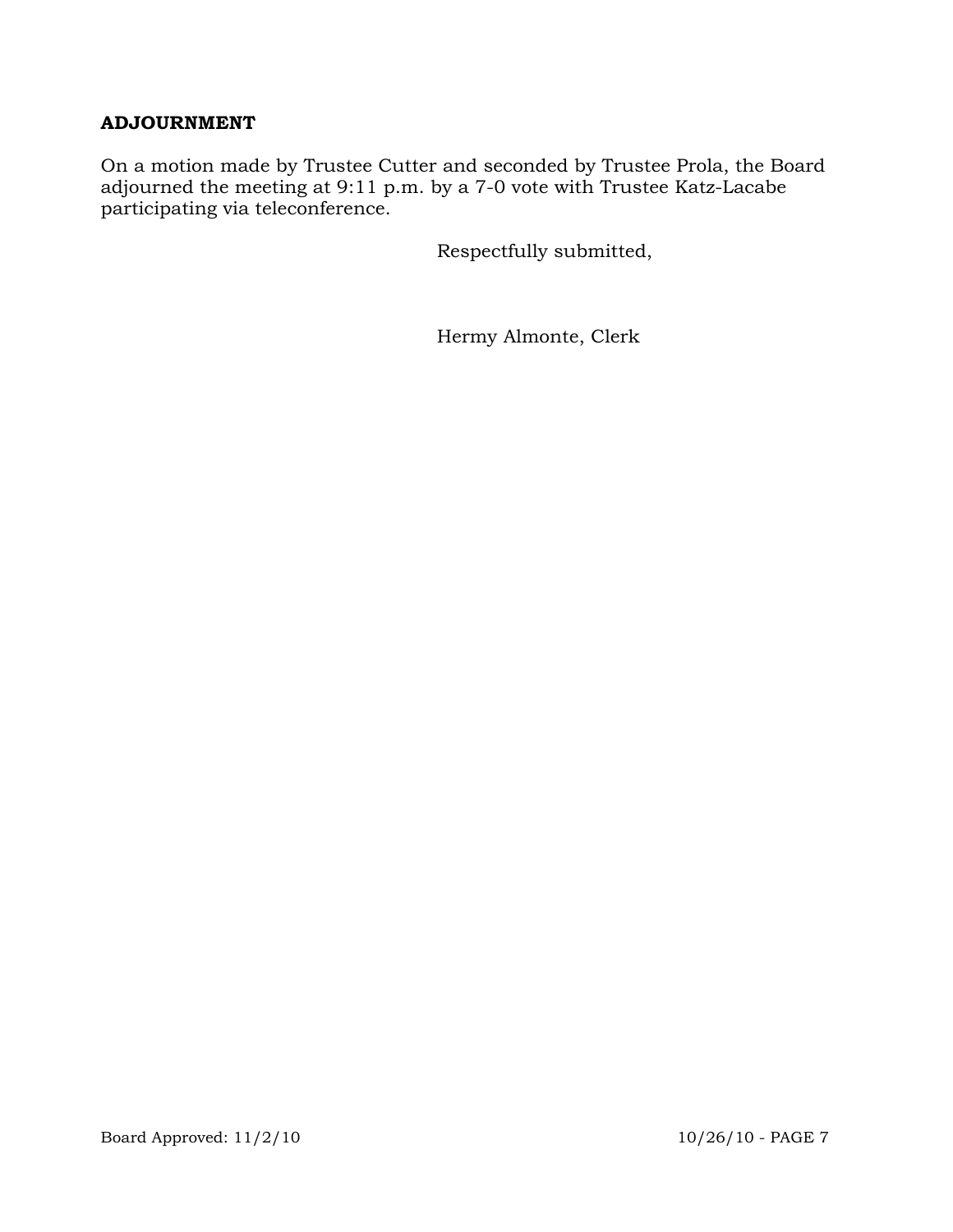## ADJOURNMENT

On a motion made by Trustee Cutter and seconded by Trustee Prola, the Board adjourned the meeting at 9:11 p.m. by a 7-0 vote with Trustee Katz-Lacabe participating via teleconference.

Respectfully submitted,

Hermy Almonte, Clerk

Board Approved: 11/2/10